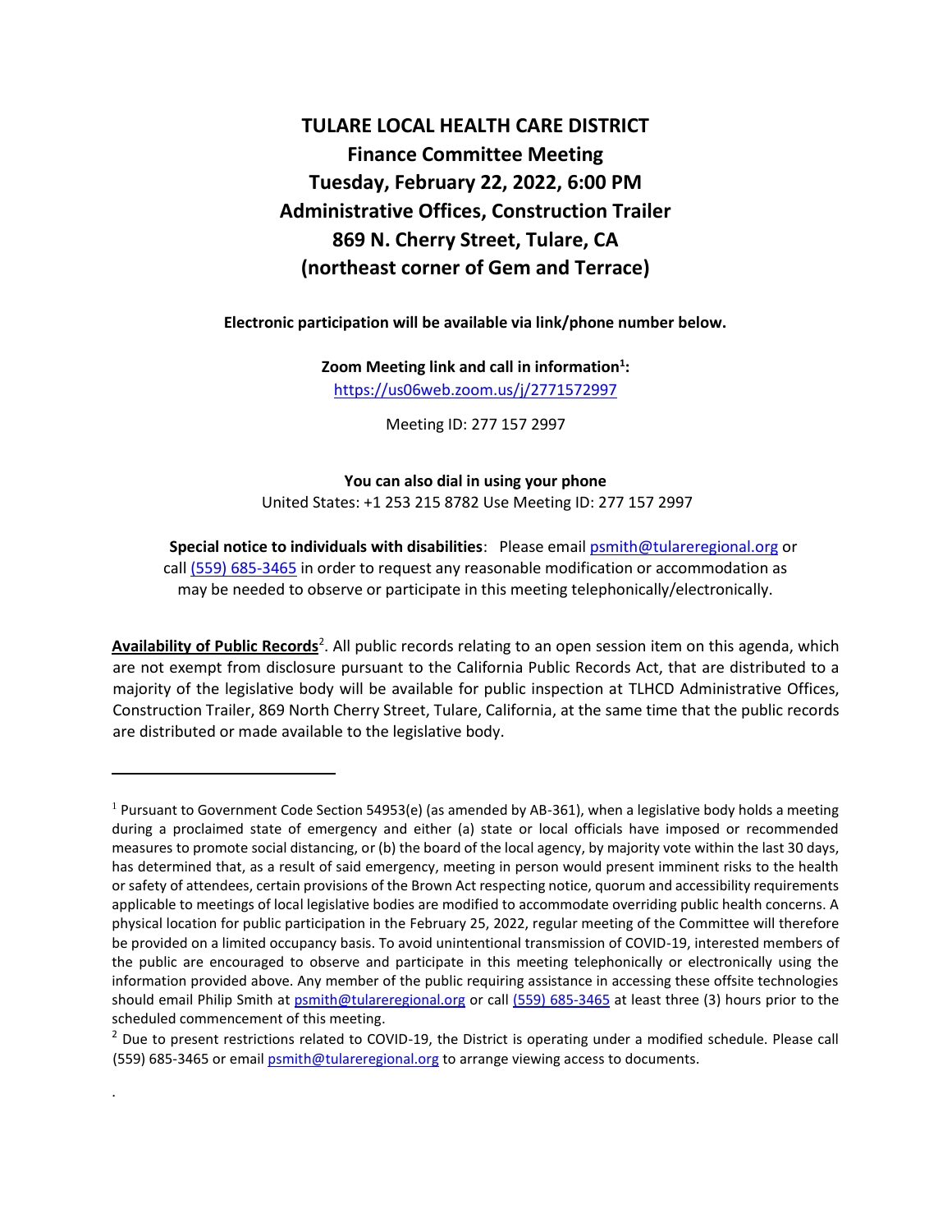# TULARE LOCAL HEALTH CARE DISTRICT

## Finance Committee Meeting

## Tuesday, February 22, 2022, 6:00 PM

## Administrative Offices, Construction Trailer

## 869 N. Cherry Street, Tulare, CA

## (northeast corner of Gem and Terrace)

**Electronic participation will be available via link/phone number below.**

**Zoom Meeting link and call in information[1]:**

https://us06web.zoom.us/j/2771572997

Meeting ID: 277 157 2997

**You can also dial in using your phone**

United States: +1 253 215 8782 Use Meeting ID: 277 157 2997

**Special notice to individuals with disabilities**: Please email psmith@tulareregional.org or call (559) 685-3465 in order to request any reasonable modification or accommodation as may be needed to observe or participate in this meeting telephonically/electronically.

**Availability of Public Records**[2]. All public records relating to an open session item on this agenda, which are not exempt from disclosure pursuant to the California Public Records Act, that are distributed to a majority of the legislative body will be available for public inspection at TLHCD Administrative Offices, Construction Trailer, 869 North Cherry Street, Tulare, California, at the same time that the public records are distributed or made available to the legislative body.

---

[1] Pursuant to Government Code Section 54953(e) (as amended by AB-361), when a legislative body holds a meeting during a proclaimed state of emergency and either (a) state or local officials have imposed or recommended measures to promote social distancing, or (b) the board of the local agency, by majority vote within the last 30 days, has determined that, as a result of said emergency, meeting in person would present imminent risks to the health or safety of attendees, certain provisions of the Brown Act respecting notice, quorum and accessibility requirements applicable to meetings of local legislative bodies are modified to accommodate overriding public health concerns. A physical location for public participation in the February 25, 2022, regular meeting of the Committee will therefore be provided on a limited occupancy basis. To avoid unintentional transmission of COVID-19, interested members of the public are encouraged to observe and participate in this meeting telephonically or electronically using the information provided above. Any member of the public requiring assistance in accessing these offsite technologies should email Philip Smith at psmith@tulareregional.org or call (559) 685-3465 at least three (3) hours prior to the scheduled commencement of this meeting.

[2] Due to present restrictions related to COVID-19, the District is operating under a modified schedule. Please call (559) 685-3465 or email psmith@tulareregional.org to arrange viewing access to documents.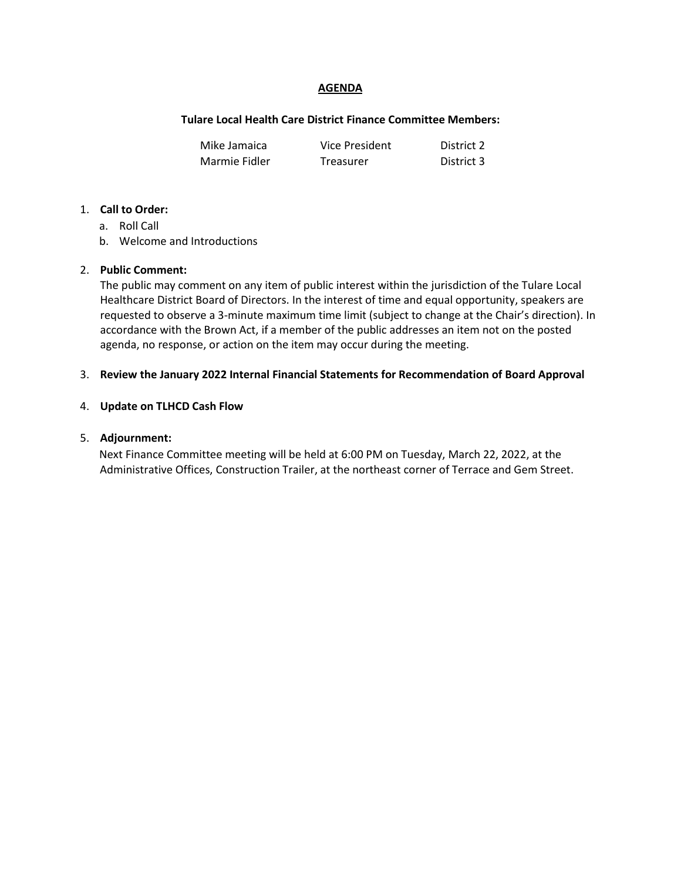# AGENDA

**Tulare Local Health Care District Finance Committee Members:**

| | | |
|---|---|---|
| Mike Jamaica | Vice President | District 2 |
| Marmie Fidler | Treasurer | District 3 |

1. **Call to Order:**
   a. Roll Call
   b. Welcome and Introductions

2. **Public Comment:**
   The public may comment on any item of public interest within the jurisdiction of the Tulare Local Healthcare District Board of Directors. In the interest of time and equal opportunity, speakers are requested to observe a 3-minute maximum time limit (subject to change at the Chair's direction). In accordance with the Brown Act, if a member of the public addresses an item not on the posted agenda, no response, or action on the item may occur during the meeting.

3. **Review the January 2022 Internal Financial Statements for Recommendation of Board Approval**

4. **Update on TLHCD Cash Flow**

5. **Adjournment:**
   Next Finance Committee meeting will be held at 6:00 PM on Tuesday, March 22, 2022, at the Administrative Offices, Construction Trailer, at the northeast corner of Terrace and Gem Street.